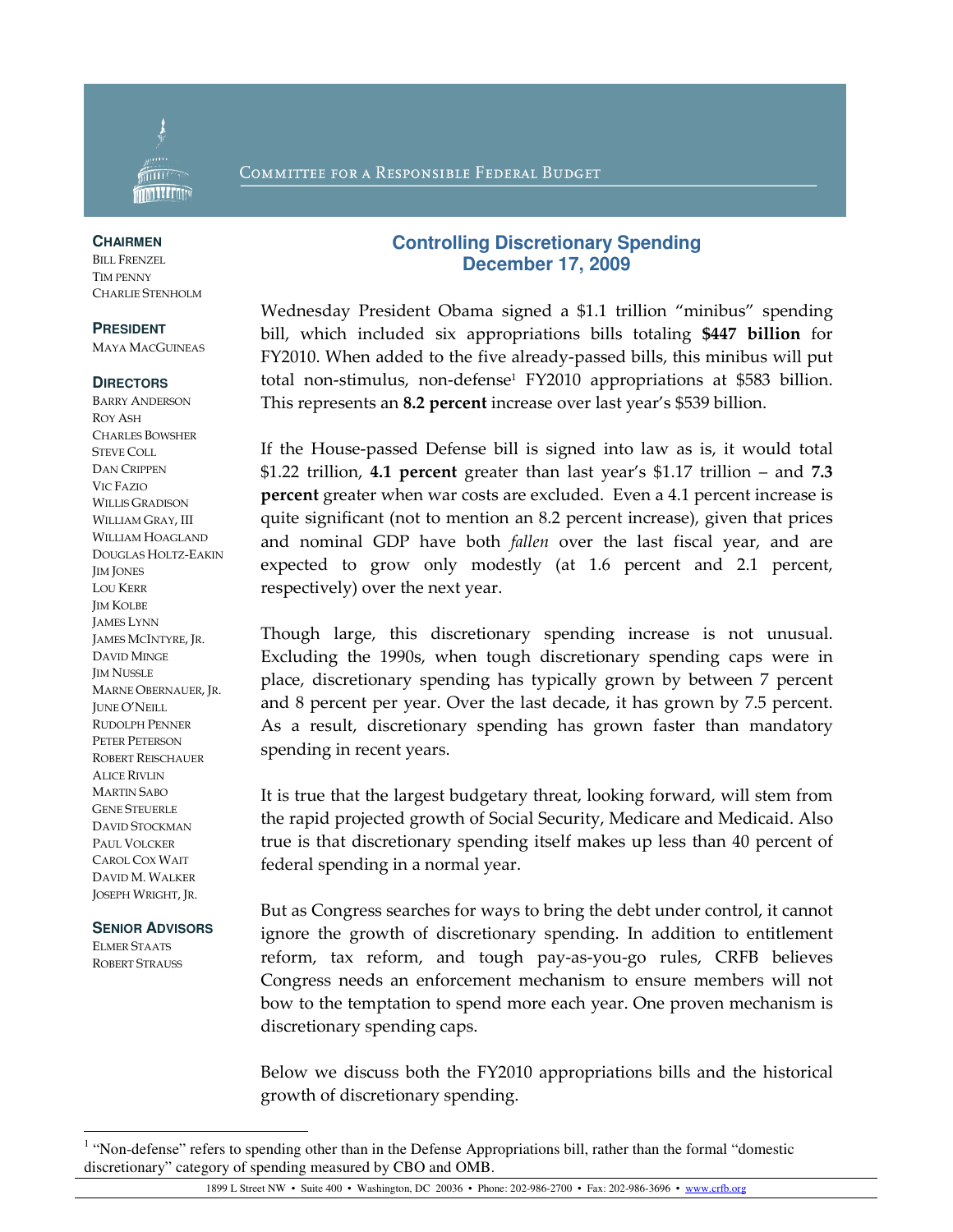COMMITTEE FOR A RESPONSIBLE FEDERAL BUDGET

**CHAIRMEN**
BILL FRENZEL
TIM PENNY
CHARLIE STENHOLM

**PRESIDENT**
MAYA MACGUINEAS

**DIRECTORS**
BARRY ANDERSON
ROY ASH
CHARLES BOWSHER
STEVE COLL
DAN CRIPPEN
VIC FAZIO
WILLIS GRADISON
WILLIAM GRAY, III
WILLIAM HOAGLAND
DOUGLAS HOLTZ-EAKIN
JIM JONES
LOU KERR
JIM KOLBE
JAMES LYNN
JAMES MCINTYRE, JR.
DAVID MINGE
JIM NUSSLE
MARNE OBERNAUER, JR.
JUNE O'NEILL
RUDOLPH PENNER
PETER PETERSON
ROBERT REISCHAUER
ALICE RIVLIN
MARTIN SABO
GENE STEUERLE
DAVID STOCKMAN
PAUL VOLCKER
CAROL COX WAIT
DAVID M. WALKER
JOSEPH WRIGHT, JR.

**SENIOR ADVISORS**
ELMER STAATS
ROBERT STRAUSS

# Controlling Discretionary Spending
## December 17, 2009

Wednesday President Obama signed a $1.1 trillion "minibus" spending bill, which included six appropriations bills totaling **$447 billion** for FY2010. When added to the five already-passed bills, this minibus will put total non-stimulus, non-defense[1] FY2010 appropriations at $583 billion. This represents an **8.2 percent** increase over last year's $539 billion.

If the House-passed Defense bill is signed into law as is, it would total $1.22 trillion, **4.1 percent** greater than last year's $1.17 trillion – and **7.3 percent** greater when war costs are excluded. Even a 4.1 percent increase is quite significant (not to mention an 8.2 percent increase), given that prices and nominal GDP have both *fallen* over the last fiscal year, and are expected to grow only modestly (at 1.6 percent and 2.1 percent, respectively) over the next year.

Though large, this discretionary spending increase is not unusual. Excluding the 1990s, when tough discretionary spending caps were in place, discretionary spending has typically grown by between 7 percent and 8 percent per year. Over the last decade, it has grown by 7.5 percent. As a result, discretionary spending has grown faster than mandatory spending in recent years.

It is true that the largest budgetary threat, looking forward, will stem from the rapid projected growth of Social Security, Medicare and Medicaid. Also true is that discretionary spending itself makes up less than 40 percent of federal spending in a normal year.

But as Congress searches for ways to bring the debt under control, it cannot ignore the growth of discretionary spending. In addition to entitlement reform, tax reform, and tough pay-as-you-go rules, CRFB believes Congress needs an enforcement mechanism to ensure members will not bow to the temptation to spend more each year. One proven mechanism is discretionary spending caps.

Below we discuss both the FY2010 appropriations bills and the historical growth of discretionary spending.

[1] "Non-defense" refers to spending other than in the Defense Appropriations bill, rather than the formal "domestic discretionary" category of spending measured by CBO and OMB.

1899 L Street NW • Suite 400 • Washington, DC 20036 • Phone: 202-986-2700 • Fax: 202-986-3696 • www.crfb.org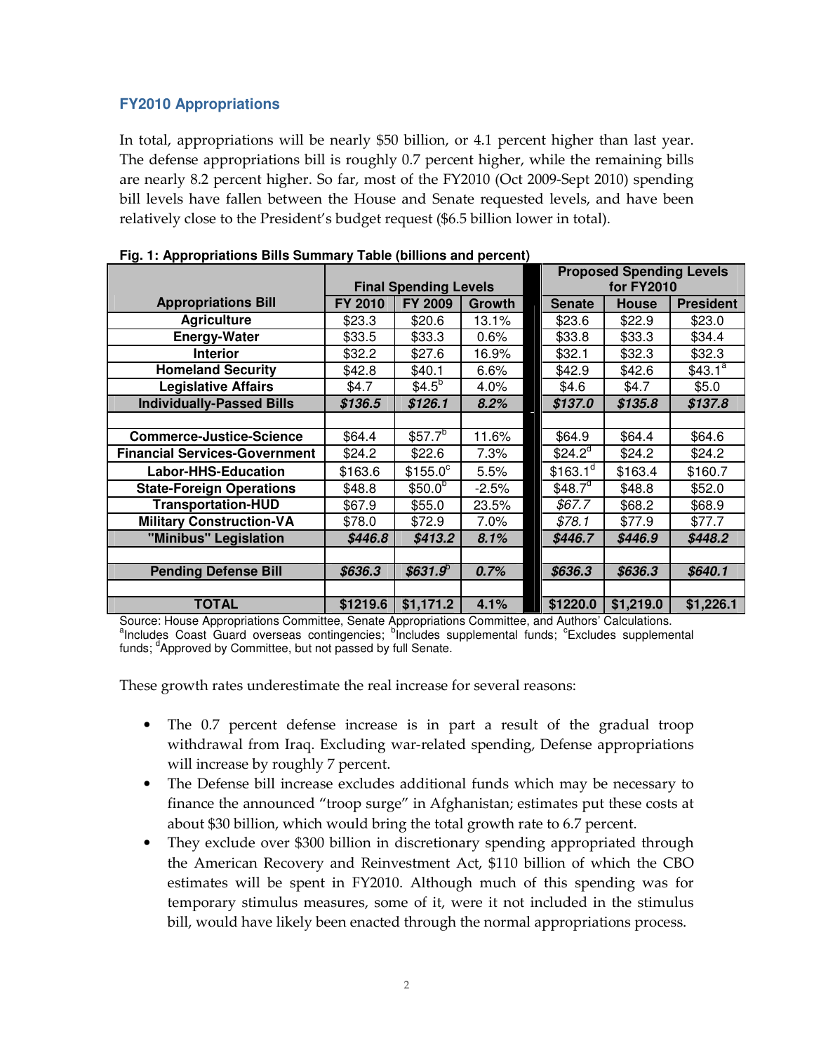### FY2010 Appropriations

In total, appropriations will be nearly $50 billion, or 4.1 percent higher than last year. The defense appropriations bill is roughly 0.7 percent higher, while the remaining bills are nearly 8.2 percent higher. So far, most of the FY2010 (Oct 2009-Sept 2010) spending bill levels have fallen between the House and Senate requested levels, and have been relatively close to the President's budget request ($6.5 billion lower in total).

**Fig. 1: Appropriations Bills Summary Table (billions and percent)**

| Appropriations Bill | Final Spending Levels | | | Proposed Spending Levels for FY2010 | | |
|---|---|---|---|---|---|---|
| | FY 2010 | FY 2009 | Growth | Senate | House | President |
| **Agriculture** | $23.3 | $20.6 | 13.1% | $23.6 | $22.9 | $23.0 |
| **Energy-Water** | $33.5 | $33.3 | 0.6% | $33.8 | $33.3 | $34.4 |
| **Interior** | $32.2 | $27.6 | 16.9% | $32.1 | $32.3 | $32.3 |
| **Homeland Security** | $42.8 | $40.1 | 6.6% | $42.9 | $42.6 | $43.1[a] |
| **Legislative Affairs** | $4.7 | $4.5[b] | 4.0% | $4.6 | $4.7 | $5.0 |
| ***Individually-Passed Bills*** | ***$136.5*** | ***$126.1*** | ***8.2%*** | ***$137.0*** | ***$135.8*** | ***$137.8*** |
| | | | | | | |
| **Commerce-Justice-Science** | $64.4 | $57.7[b] | 11.6% | $64.9 | $64.4 | $64.6 |
| **Financial Services-Government** | $24.2 | $22.6 | 7.3% | $24.2[d] | $24.2 | $24.2 |
| **Labor-HHS-Education** | $163.6 | $155.0[c] | 5.5% | $163.1[d] | $163.4 | $160.7 |
| **State-Foreign Operations** | $48.8 | $50.0[b] | -2.5% | $48.7[d] | $48.8 | $52.0 |
| **Transportation-HUD** | $67.9 | $55.0 | 23.5% | *$67.7* | $68.2 | $68.9 |
| **Military Construction-VA** | $78.0 | $72.9 | 7.0% | *$78.1* | $77.9 | $77.7 |
| **"Minibus" Legislation** | ***$446.8*** | ***$413.2*** | ***8.1%*** | ***$446.7*** | ***$446.9*** | ***$448.2*** |
| | | | | | | |
| **Pending Defense Bill** | ***$636.3*** | ***$631.9[b]*** | ***0.7%*** | ***$636.3*** | ***$636.3*** | ***$640.1*** |
| | | | | | | |
| **TOTAL** | **$1219.6** | **$1,171.2** | **4.1%** | **$1220.0** | **$1,219.0** | **$1,226.1** |

Source: House Appropriations Committee, Senate Appropriations Committee, and Authors' Calculations.
[a]Includes Coast Guard overseas contingencies; [b]Includes supplemental funds; [c]Excludes supplemental funds; [d]Approved by Committee, but not passed by full Senate.

These growth rates underestimate the real increase for several reasons:

- The 0.7 percent defense increase is in part a result of the gradual troop withdrawal from Iraq. Excluding war-related spending, Defense appropriations will increase by roughly 7 percent.
- The Defense bill increase excludes additional funds which may be necessary to finance the announced "troop surge" in Afghanistan; estimates put these costs at about $30 billion, which would bring the total growth rate to 6.7 percent.
- They exclude over $300 billion in discretionary spending appropriated through the American Recovery and Reinvestment Act, $110 billion of which the CBO estimates will be spent in FY2010. Although much of this spending was for temporary stimulus measures, some of it, were it not included in the stimulus bill, would have likely been enacted through the normal appropriations process.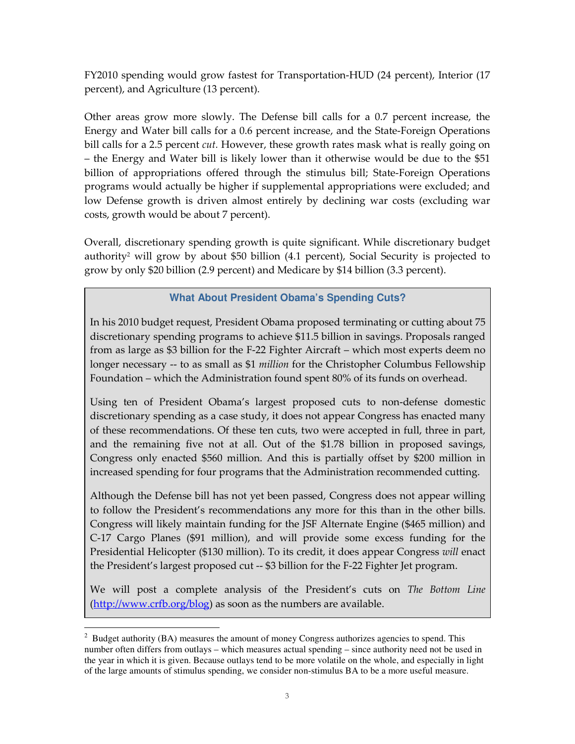FY2010 spending would grow fastest for Transportation-HUD (24 percent), Interior (17 percent), and Agriculture (13 percent).

Other areas grow more slowly. The Defense bill calls for a 0.7 percent increase, the Energy and Water bill calls for a 0.6 percent increase, and the State-Foreign Operations bill calls for a 2.5 percent *cut.* However, these growth rates mask what is really going on – the Energy and Water bill is likely lower than it otherwise would be due to the $51 billion of appropriations offered through the stimulus bill; State-Foreign Operations programs would actually be higher if supplemental appropriations were excluded; and low Defense growth is driven almost entirely by declining war costs (excluding war costs, growth would be about 7 percent).

Overall, discretionary spending growth is quite significant. While discretionary budget authority[2] will grow by about $50 billion (4.1 percent), Social Security is projected to grow by only $20 billion (2.9 percent) and Medicare by $14 billion (3.3 percent).

> **What About President Obama's Spending Cuts?**
>
> In his 2010 budget request, President Obama proposed terminating or cutting about 75 discretionary spending programs to achieve $11.5 billion in savings. Proposals ranged from as large as $3 billion for the F-22 Fighter Aircraft – which most experts deem no longer necessary -- to as small as $1 *million* for the Christopher Columbus Fellowship Foundation – which the Administration found spent 80% of its funds on overhead.
>
> Using ten of President Obama's largest proposed cuts to non-defense domestic discretionary spending as a case study, it does not appear Congress has enacted many of these recommendations. Of these ten cuts, two were accepted in full, three in part, and the remaining five not at all. Out of the $1.78 billion in proposed savings, Congress only enacted $560 million. And this is partially offset by $200 million in increased spending for four programs that the Administration recommended cutting.
>
> Although the Defense bill has not yet been passed, Congress does not appear willing to follow the President's recommendations any more for this than in the other bills. Congress will likely maintain funding for the JSF Alternate Engine ($465 million) and C-17 Cargo Planes ($91 million), and will provide some excess funding for the Presidential Helicopter ($130 million). To its credit, it does appear Congress *will* enact the President's largest proposed cut -- $3 billion for the F-22 Fighter Jet program.
>
> We will post a complete analysis of the President's cuts on *The Bottom Line* (http://www.crfb.org/blog) as soon as the numbers are available.

[2] Budget authority (BA) measures the amount of money Congress authorizes agencies to spend. This number often differs from outlays – which measures actual spending – since authority need not be used in the year in which it is given. Because outlays tend to be more volatile on the whole, and especially in light of the large amounts of stimulus spending, we consider non-stimulus BA to be a more useful measure.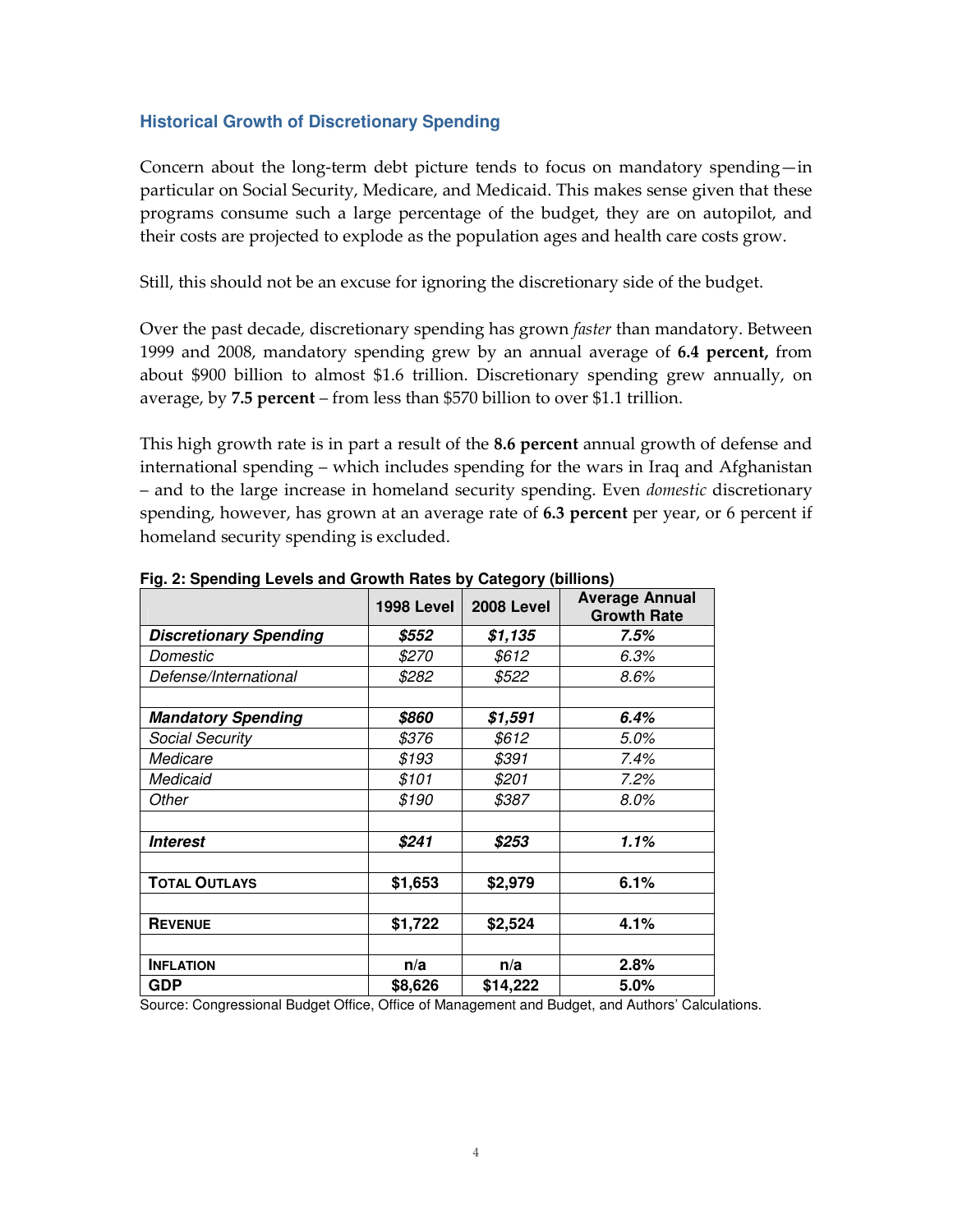## Historical Growth of Discretionary Spending

Concern about the long-term debt picture tends to focus on mandatory spending—in particular on Social Security, Medicare, and Medicaid. This makes sense given that these programs consume such a large percentage of the budget, they are on autopilot, and their costs are projected to explode as the population ages and health care costs grow.

Still, this should not be an excuse for ignoring the discretionary side of the budget.

Over the past decade, discretionary spending has grown *faster* than mandatory. Between 1999 and 2008, mandatory spending grew by an annual average of **6.4 percent,** from about $900 billion to almost $1.6 trillion. Discretionary spending grew annually, on average, by **7.5 percent** – from less than $570 billion to over $1.1 trillion.

This high growth rate is in part a result of the **8.6 percent** annual growth of defense and international spending – which includes spending for the wars in Iraq and Afghanistan – and to the large increase in homeland security spending. Even *domestic* discretionary spending, however, has grown at an average rate of **6.3 percent** per year, or 6 percent if homeland security spending is excluded.

**Fig. 2: Spending Levels and Growth Rates by Category (billions)**

| | 1998 Level | 2008 Level | Average Annual Growth Rate |
|---|---|---|---|
| ***Discretionary Spending*** | ***$552*** | ***$1,135*** | ***7.5%*** |
| *Domestic* | *$270* | *$612* | *6.3%* |
| *Defense/International* | *$282* | *$522* | *8.6%* |
| | | | |
| ***Mandatory Spending*** | ***$860*** | ***$1,591*** | ***6.4%*** |
| *Social Security* | *$376* | *$612* | *5.0%* |
| *Medicare* | *$193* | *$391* | *7.4%* |
| *Medicaid* | *$101* | *$201* | *7.2%* |
| *Other* | *$190* | *$387* | *8.0%* |
| | | | |
| ***Interest*** | ***$241*** | ***$253*** | ***1.1%*** |
| | | | |
| **TOTAL OUTLAYS** | **$1,653** | **$2,979** | **6.1%** |
| | | | |
| **REVENUE** | **$1,722** | **$2,524** | **4.1%** |
| | | | |
| **INFLATION** | **n/a** | **n/a** | **2.8%** |
| **GDP** | **$8,626** | **$14,222** | **5.0%** |

Source: Congressional Budget Office, Office of Management and Budget, and Authors' Calculations.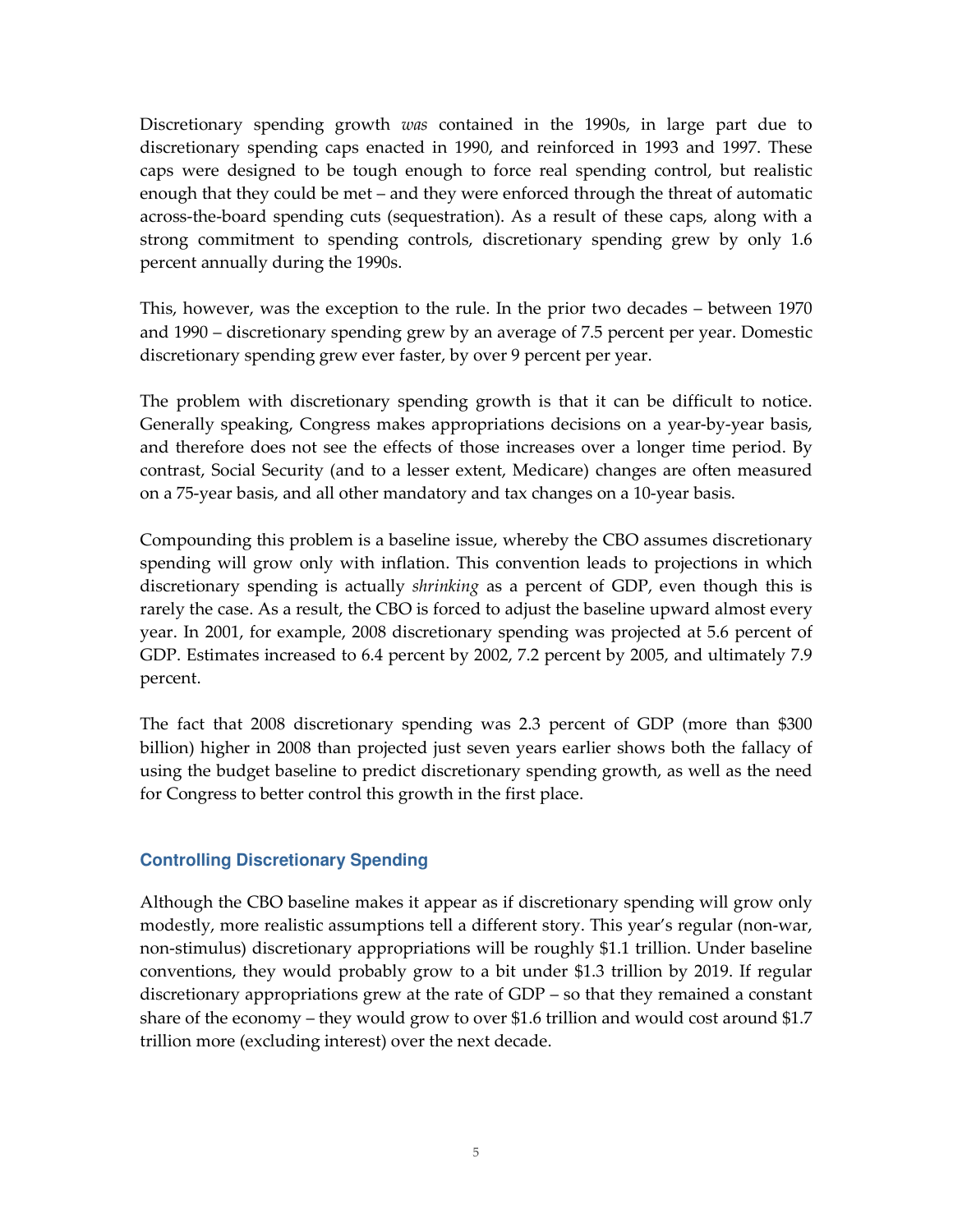Discretionary spending growth *was* contained in the 1990s, in large part due to discretionary spending caps enacted in 1990, and reinforced in 1993 and 1997. These caps were designed to be tough enough to force real spending control, but realistic enough that they could be met – and they were enforced through the threat of automatic across-the-board spending cuts (sequestration). As a result of these caps, along with a strong commitment to spending controls, discretionary spending grew by only 1.6 percent annually during the 1990s.

This, however, was the exception to the rule. In the prior two decades – between 1970 and 1990 – discretionary spending grew by an average of 7.5 percent per year. Domestic discretionary spending grew ever faster, by over 9 percent per year.

The problem with discretionary spending growth is that it can be difficult to notice. Generally speaking, Congress makes appropriations decisions on a year-by-year basis, and therefore does not see the effects of those increases over a longer time period. By contrast, Social Security (and to a lesser extent, Medicare) changes are often measured on a 75-year basis, and all other mandatory and tax changes on a 10-year basis.

Compounding this problem is a baseline issue, whereby the CBO assumes discretionary spending will grow only with inflation. This convention leads to projections in which discretionary spending is actually *shrinking* as a percent of GDP, even though this is rarely the case. As a result, the CBO is forced to adjust the baseline upward almost every year. In 2001, for example, 2008 discretionary spending was projected at 5.6 percent of GDP. Estimates increased to 6.4 percent by 2002, 7.2 percent by 2005, and ultimately 7.9 percent.

The fact that 2008 discretionary spending was 2.3 percent of GDP (more than $300 billion) higher in 2008 than projected just seven years earlier shows both the fallacy of using the budget baseline to predict discretionary spending growth, as well as the need for Congress to better control this growth in the first place.

### Controlling Discretionary Spending

Although the CBO baseline makes it appear as if discretionary spending will grow only modestly, more realistic assumptions tell a different story. This year's regular (non-war, non-stimulus) discretionary appropriations will be roughly $1.1 trillion. Under baseline conventions, they would probably grow to a bit under $1.3 trillion by 2019. If regular discretionary appropriations grew at the rate of GDP – so that they remained a constant share of the economy – they would grow to over $1.6 trillion and would cost around $1.7 trillion more (excluding interest) over the next decade.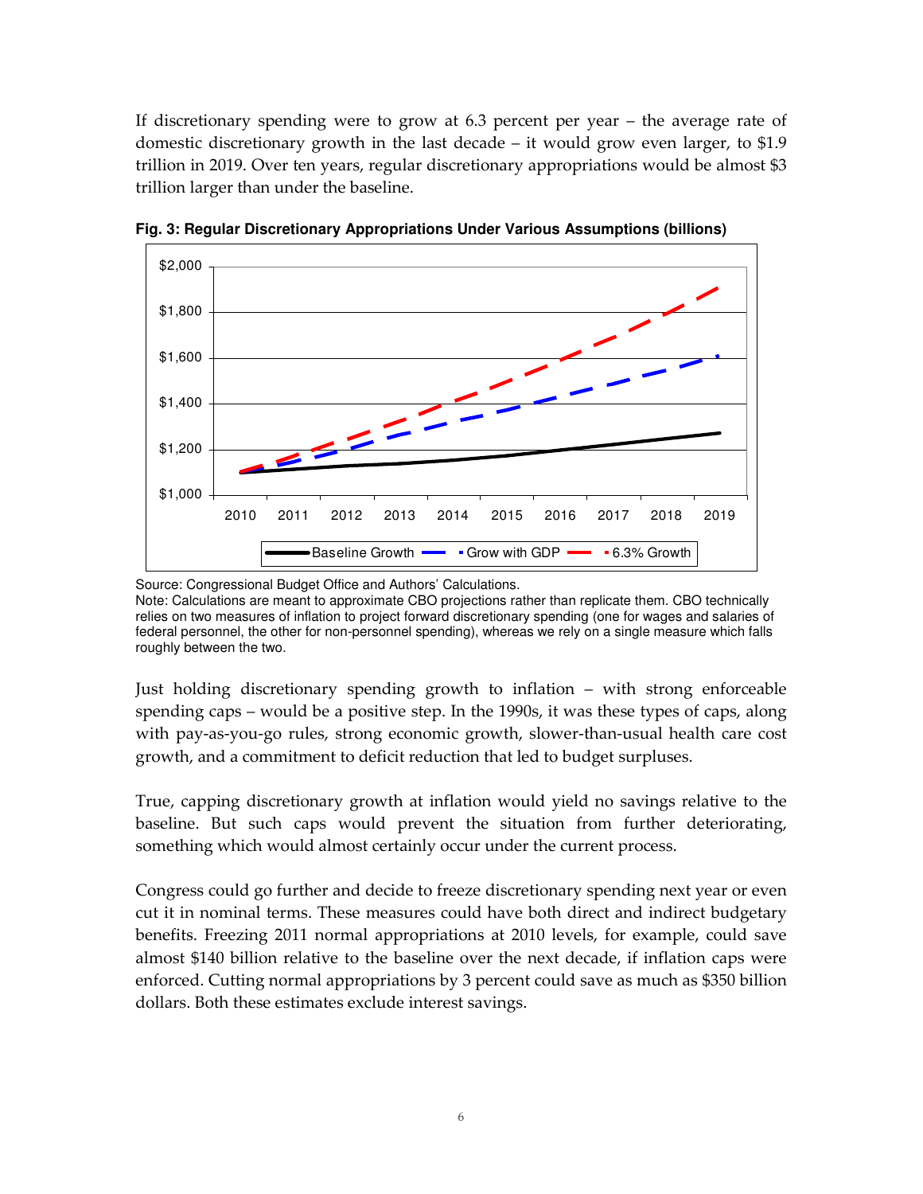If discretionary spending were to grow at 6.3 percent per year – the average rate of domestic discretionary growth in the last decade – it would grow even larger, to $1.9 trillion in 2019. Over ten years, regular discretionary appropriations would be almost $3 trillion larger than under the baseline.

**Fig. 3: Regular Discretionary Appropriations Under Various Assumptions (billions)**

Source: Congressional Budget Office and Authors' Calculations.
Note: Calculations are meant to approximate CBO projections rather than replicate them. CBO technically relies on two measures of inflation to project forward discretionary spending (one for wages and salaries of federal personnel, the other for non-personnel spending), whereas we rely on a single measure which falls roughly between the two.

Just holding discretionary spending growth to inflation – with strong enforceable spending caps – would be a positive step. In the 1990s, it was these types of caps, along with pay-as-you-go rules, strong economic growth, slower-than-usual health care cost growth, and a commitment to deficit reduction that led to budget surpluses.

True, capping discretionary growth at inflation would yield no savings relative to the baseline. But such caps would prevent the situation from further deteriorating, something which would almost certainly occur under the current process.

Congress could go further and decide to freeze discretionary spending next year or even cut it in nominal terms. These measures could have both direct and indirect budgetary benefits. Freezing 2011 normal appropriations at 2010 levels, for example, could save almost $140 billion relative to the baseline over the next decade, if inflation caps were enforced. Cutting normal appropriations by 3 percent could save as much as $350 billion dollars. Both these estimates exclude interest savings.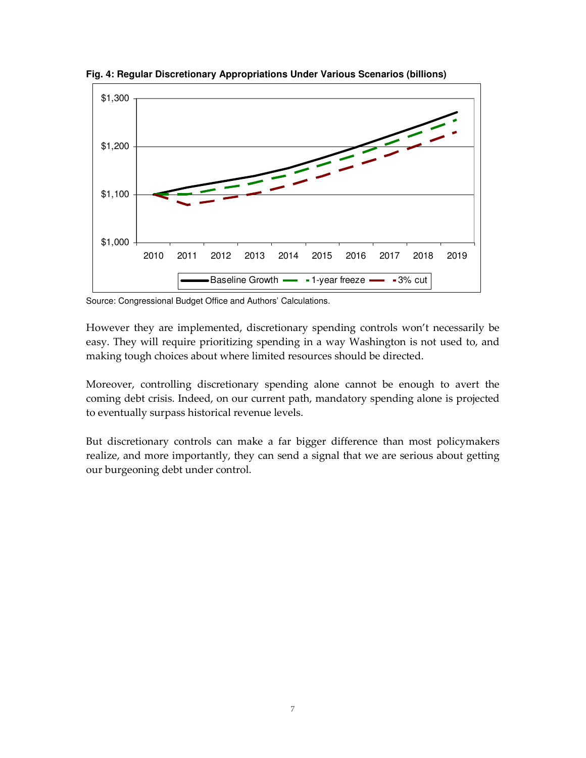**Fig. 4: Regular Discretionary Appropriations Under Various Scenarios (billions)**

$1,300
$1,200
$1,100
$1,000

2010 2011 2012 2013 2014 2015 2016 2017 2018 2019

Baseline Growth
1-year freeze
3% cut

Source: Congressional Budget Office and Authors' Calculations.

However they are implemented, discretionary spending controls won't necessarily be easy. They will require prioritizing spending in a way Washington is not used to, and making tough choices about where limited resources should be directed.

Moreover, controlling discretionary spending alone cannot be enough to avert the coming debt crisis. Indeed, on our current path, mandatory spending alone is projected to eventually surpass historical revenue levels.

But discretionary controls can make a far bigger difference than most policymakers realize, and more importantly, they can send a signal that we are serious about getting our burgeoning debt under control.